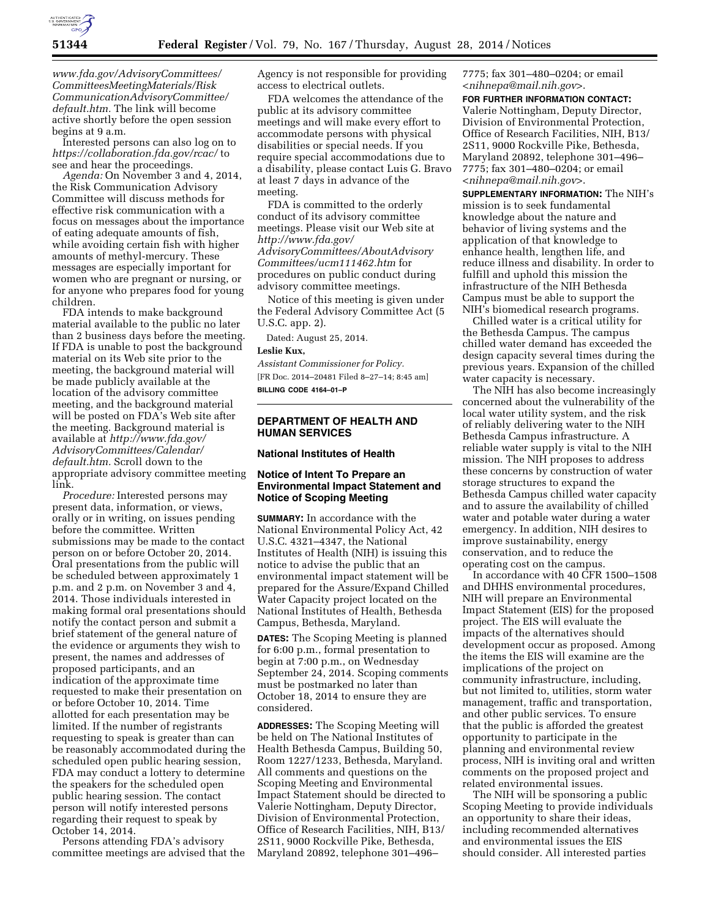*www.fda.gov/AdvisoryCommittees/CommitteesMeetingMaterials/RiskCommunicationAdvisoryCommittee/default.htm.* The link will become active shortly before the open session begins at 9 a.m.

Interested persons can also log on to *https://collaboration.fda.gov/rcac/* to see and hear the proceedings.

*Agenda:* On November 3 and 4, 2014, the Risk Communication Advisory Committee will discuss methods for effective risk communication with a focus on messages about the importance of eating adequate amounts of fish, while avoiding certain fish with higher amounts of methyl-mercury. These messages are especially important for women who are pregnant or nursing, or for anyone who prepares food for young children.

FDA intends to make background material available to the public no later than 2 business days before the meeting. If FDA is unable to post the background material on its Web site prior to the meeting, the background material will be made publicly available at the location of the advisory committee meeting, and the background material will be posted on FDA's Web site after the meeting. Background material is available at *http://www.fda.gov/AdvisoryCommittees/Calendar/default.htm.* Scroll down to the appropriate advisory committee meeting link.

*Procedure:* Interested persons may present data, information, or views, orally or in writing, on issues pending before the committee. Written submissions may be made to the contact person on or before October 20, 2014. Oral presentations from the public will be scheduled between approximately 1 p.m. and 2 p.m. on November 3 and 4, 2014. Those individuals interested in making formal oral presentations should notify the contact person and submit a brief statement of the general nature of the evidence or arguments they wish to present, the names and addresses of proposed participants, and an indication of the approximate time requested to make their presentation on or before October 10, 2014. Time allotted for each presentation may be limited. If the number of registrants requesting to speak is greater than can be reasonably accommodated during the scheduled open public hearing session, FDA may conduct a lottery to determine the speakers for the scheduled open public hearing session. The contact person will notify interested persons regarding their request to speak by October 14, 2014.

Persons attending FDA's advisory committee meetings are advised that the Agency is not responsible for providing access to electrical outlets.

FDA welcomes the attendance of the public at its advisory committee meetings and will make every effort to accommodate persons with physical disabilities or special needs. If you require special accommodations due to a disability, please contact Luis G. Bravo at least 7 days in advance of the meeting.

FDA is committed to the orderly conduct of its advisory committee meetings. Please visit our Web site at *http://www.fda.gov/AdvisoryCommittees/AboutAdvisoryCommittees/ucm111462.htm* for procedures on public conduct during advisory committee meetings.

Notice of this meeting is given under the Federal Advisory Committee Act (5 U.S.C. app. 2).

Dated: August 25, 2014.

**Leslie Kux,**

*Assistant Commissioner for Policy.*

[FR Doc. 2014–20481 Filed 8–27–14; 8:45 am]

**BILLING CODE 4164–01–P**

## DEPARTMENT OF HEALTH AND HUMAN SERVICES

### National Institutes of Health

### Notice of Intent To Prepare an Environmental Impact Statement and Notice of Scoping Meeting

**SUMMARY:** In accordance with the National Environmental Policy Act, 42 U.S.C. 4321–4347, the National Institutes of Health (NIH) is issuing this notice to advise the public that an environmental impact statement will be prepared for the Assure/Expand Chilled Water Capacity project located on the National Institutes of Health, Bethesda Campus, Bethesda, Maryland.

**DATES:** The Scoping Meeting is planned for 6:00 p.m., formal presentation to begin at 7:00 p.m., on Wednesday September 24, 2014. Scoping comments must be postmarked no later than October 18, 2014 to ensure they are considered.

**ADDRESSES:** The Scoping Meeting will be held on The National Institutes of Health Bethesda Campus, Building 50, Room 1227/1233, Bethesda, Maryland. All comments and questions on the Scoping Meeting and Environmental Impact Statement should be directed to Valerie Nottingham, Deputy Director, Division of Environmental Protection, Office of Research Facilities, NIH, B13/2S11, 9000 Rockville Pike, Bethesda, Maryland 20892, telephone 301–496–7775; fax 301–480–0204; or email <*nihnepa@mail.nih.gov*>.

**FOR FURTHER INFORMATION CONTACT:** Valerie Nottingham, Deputy Director, Division of Environmental Protection, Office of Research Facilities, NIH, B13/2S11, 9000 Rockville Pike, Bethesda, Maryland 20892, telephone 301–496–7775; fax 301–480–0204; or email <*nihnepa@mail.nih.gov*>.

**SUPPLEMENTARY INFORMATION:** The NIH's mission is to seek fundamental knowledge about the nature and behavior of living systems and the application of that knowledge to enhance health, lengthen life, and reduce illness and disability. In order to fulfill and uphold this mission the infrastructure of the NIH Bethesda Campus must be able to support the NIH's biomedical research programs.

Chilled water is a critical utility for the Bethesda Campus. The campus chilled water demand has exceeded the design capacity several times during the previous years. Expansion of the chilled water capacity is necessary.

The NIH has also become increasingly concerned about the vulnerability of the local water utility system, and the risk of reliably delivering water to the NIH Bethesda Campus infrastructure. A reliable water supply is vital to the NIH mission. The NIH proposes to address these concerns by construction of water storage structures to expand the Bethesda Campus chilled water capacity and to assure the availability of chilled water and potable water during a water emergency. In addition, NIH desires to improve sustainability, energy conservation, and to reduce the operating cost on the campus.

In accordance with 40 CFR 1500–1508 and DHHS environmental procedures, NIH will prepare an Environmental Impact Statement (EIS) for the proposed project. The EIS will evaluate the impacts of the alternatives should development occur as proposed. Among the items the EIS will examine are the implications of the project on community infrastructure, including, but not limited to, utilities, storm water management, traffic and transportation, and other public services. To ensure that the public is afforded the greatest opportunity to participate in the planning and environmental review process, NIH is inviting oral and written comments on the proposed project and related environmental issues.

The NIH will be sponsoring a public Scoping Meeting to provide individuals an opportunity to share their ideas, including recommended alternatives and environmental issues the EIS should consider. All interested parties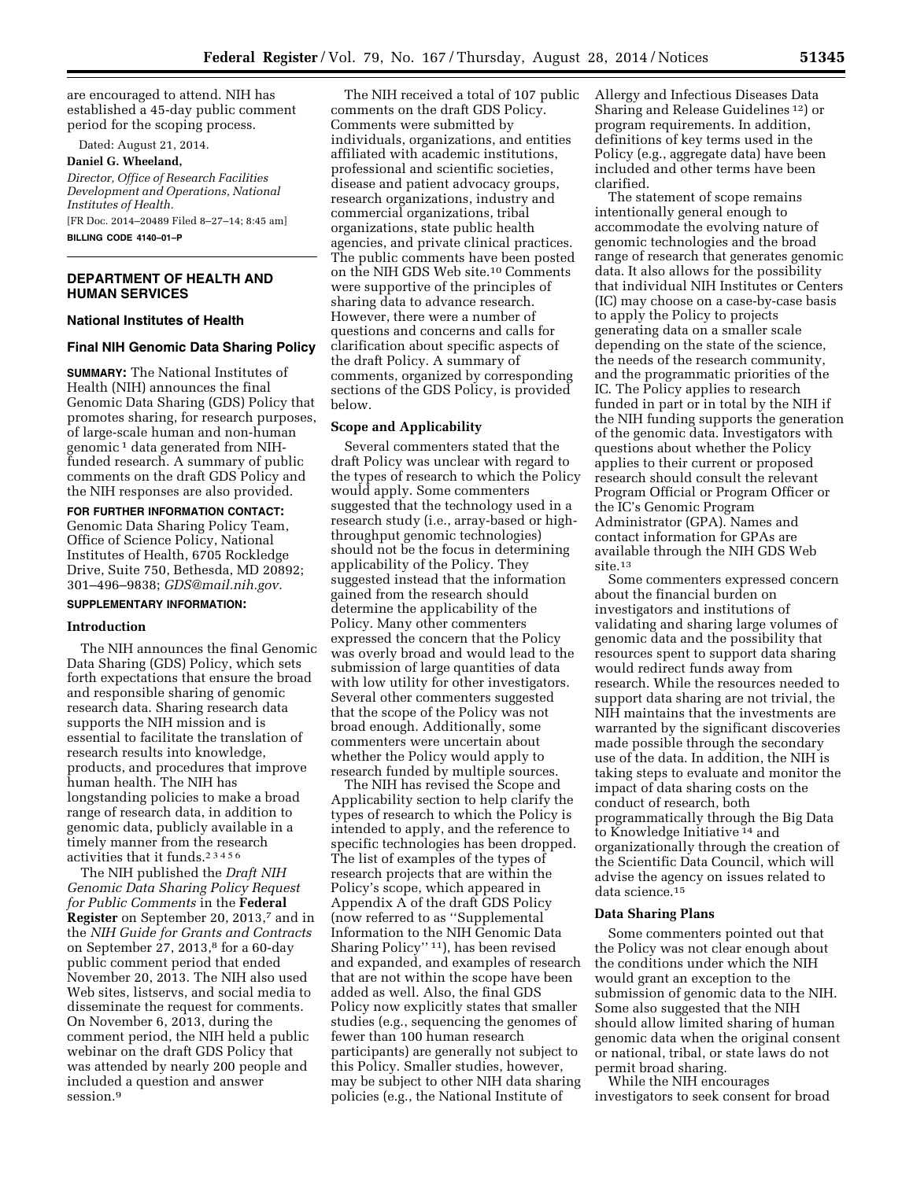are encouraged to attend. NIH has established a 45-day public comment period for the scoping process.

Dated: August 21, 2014.

**Daniel G. Wheeland,**

*Director, Office of Research Facilities Development and Operations, National Institutes of Health.*

[FR Doc. 2014–20489 Filed 8–27–14; 8:45 am]

**BILLING CODE 4140–01–P**

## DEPARTMENT OF HEALTH AND HUMAN SERVICES

### National Institutes of Health

### Final NIH Genomic Data Sharing Policy

**SUMMARY:** The National Institutes of Health (NIH) announces the final Genomic Data Sharing (GDS) Policy that promotes sharing, for research purposes, of large-scale human and non-human genomic[1] data generated from NIH-funded research. A summary of public comments on the draft GDS Policy and the NIH responses are also provided.

**FOR FURTHER INFORMATION CONTACT:** Genomic Data Sharing Policy Team, Office of Science Policy, National Institutes of Health, 6705 Rockledge Drive, Suite 750, Bethesda, MD 20892; 301–496–9838; *GDS@mail.nih.gov.*

**SUPPLEMENTARY INFORMATION:**

#### Introduction

The NIH announces the final Genomic Data Sharing (GDS) Policy, which sets forth expectations that ensure the broad and responsible sharing of genomic research data. Sharing research data supports the NIH mission and is essential to facilitate the translation of research results into knowledge, products, and procedures that improve human health. The NIH has longstanding policies to make a broad range of research data, in addition to genomic data, publicly available in a timely manner from the research activities that it funds.[2 3 4 5 6]

The NIH published the *Draft NIH Genomic Data Sharing Policy Request for Public Comments* in the **Federal Register** on September 20, 2013,[7] and in the *NIH Guide for Grants and Contracts* on September 27, 2013,[8] for a 60-day public comment period that ended November 20, 2013. The NIH also used Web sites, listservs, and social media to disseminate the request for comments. On November 6, 2013, during the comment period, the NIH held a public webinar on the draft GDS Policy that was attended by nearly 200 people and included a question and answer session.[9]

The NIH received a total of 107 public comments on the draft GDS Policy. Comments were submitted by individuals, organizations, and entities affiliated with academic institutions, professional and scientific societies, disease and patient advocacy groups, research organizations, industry and commercial organizations, tribal organizations, state public health agencies, and private clinical practices. The public comments have been posted on the NIH GDS Web site.[10] Comments were supportive of the principles of sharing data to advance research. However, there were a number of questions and concerns and calls for clarification about specific aspects of the draft Policy. A summary of comments, organized by corresponding sections of the GDS Policy, is provided below.

#### Scope and Applicability

Several commenters stated that the draft Policy was unclear with regard to the types of research to which the Policy would apply. Some commenters suggested that the technology used in a research study (i.e., array-based or high-throughput genomic technologies) should not be the focus in determining applicability of the Policy. They suggested instead that the information gained from the research should determine the applicability of the Policy. Many other commenters expressed the concern that the Policy was overly broad and would lead to the submission of large quantities of data with low utility for other investigators. Several other commenters suggested that the scope of the Policy was not broad enough. Additionally, some commenters were uncertain about whether the Policy would apply to research funded by multiple sources.

The NIH has revised the Scope and Applicability section to help clarify the types of research to which the Policy is intended to apply, and the reference to specific technologies has been dropped. The list of examples of the types of research projects that are within the Policy's scope, which appeared in Appendix A of the draft GDS Policy (now referred to as ''Supplemental Information to the NIH Genomic Data Sharing Policy''[11]), has been revised and expanded, and examples of research that are not within the scope have been added as well. Also, the final GDS Policy now explicitly states that smaller studies (e.g., sequencing the genomes of fewer than 100 human research participants) are generally not subject to this Policy. Smaller studies, however, may be subject to other NIH data sharing policies (e.g., the National Institute of Allergy and Infectious Diseases Data Sharing and Release Guidelines[12]) or program requirements. In addition, definitions of key terms used in the Policy (e.g., aggregate data) have been included and other terms have been clarified.

The statement of scope remains intentionally general enough to accommodate the evolving nature of genomic technologies and the broad range of research that generates genomic data. It also allows for the possibility that individual NIH Institutes or Centers (IC) may choose on a case-by-case basis to apply the Policy to projects generating data on a smaller scale depending on the state of the science, the needs of the research community, and the programmatic priorities of the IC. The Policy applies to research funded in part or in total by the NIH if the NIH funding supports the generation of the genomic data. Investigators with questions about whether the Policy applies to their current or proposed research should consult the relevant Program Official or Program Officer or the IC's Genomic Program Administrator (GPA). Names and contact information for GPAs are available through the NIH GDS Web site.[13]

Some commenters expressed concern about the financial burden on investigators and institutions of validating and sharing large volumes of genomic data and the possibility that resources spent to support data sharing would redirect funds away from research. While the resources needed to support data sharing are not trivial, the NIH maintains that the investments are warranted by the significant discoveries made possible through the secondary use of the data. In addition, the NIH is taking steps to evaluate and monitor the impact of data sharing costs on the conduct of research, both programmatically through the Big Data to Knowledge Initiative[14] and organizationally through the creation of the Scientific Data Council, which will advise the agency on issues related to data science.[15]

#### Data Sharing Plans

Some commenters pointed out that the Policy was not clear enough about the conditions under which the NIH would grant an exception to the submission of genomic data to the NIH. Some also suggested that the NIH should allow limited sharing of human genomic data when the original consent or national, tribal, or state laws do not permit broad sharing.

While the NIH encourages investigators to seek consent for broad